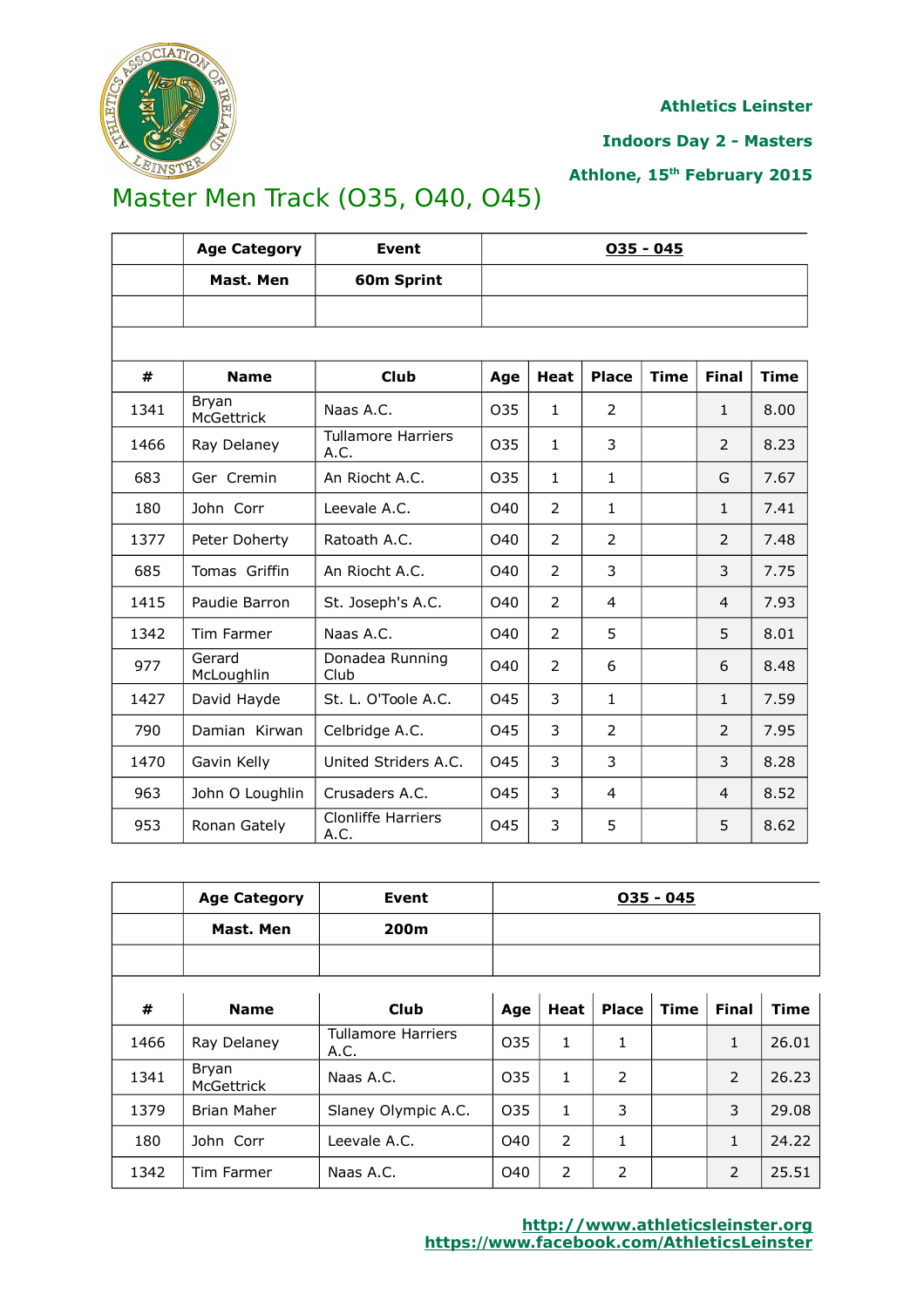Athletics Leinster

Indoors Day 2 - Masters

Athlone, 15th February 2015

# Master Men Track (O35, O40, O45)

| | Age Category | Event | O35 - O45 | | | | | |
|---|---|---|---|---|---|---|---|---|
| | Mast. Men | 60m Sprint | | | | | | |
| **#** | **Name** | **Club** | **Age** | **Heat** | **Place** | **Time** | **Final** | **Time** |
| 1341 | Bryan McGettrick | Naas A.C. | O35 | 1 | 2 | | 1 | 8.00 |
| 1466 | Ray Delaney | Tullamore Harriers A.C. | O35 | 1 | 3 | | 2 | 8.23 |
| 683 | Ger Cremin | An Riocht A.C. | O35 | 1 | 1 | | G | 7.67 |
| 180 | John Corr | Leevale A.C. | O40 | 2 | 1 | | 1 | 7.41 |
| 1377 | Peter Doherty | Ratoath A.C. | O40 | 2 | 2 | | 2 | 7.48 |
| 685 | Tomas Griffin | An Riocht A.C. | O40 | 2 | 3 | | 3 | 7.75 |
| 1415 | Paudie Barron | St. Joseph's A.C. | O40 | 2 | 4 | | 4 | 7.93 |
| 1342 | Tim Farmer | Naas A.C. | O40 | 2 | 5 | | 5 | 8.01 |
| 977 | Gerard McLoughlin | Donadea Running Club | O40 | 2 | 6 | | 6 | 8.48 |
| 1427 | David Hayde | St. L. O'Toole A.C. | O45 | 3 | 1 | | 1 | 7.59 |
| 790 | Damian Kirwan | Celbridge A.C. | O45 | 3 | 2 | | 2 | 7.95 |
| 1470 | Gavin Kelly | United Striders A.C. | O45 | 3 | 3 | | 3 | 8.28 |
| 963 | John O Loughlin | Crusaders A.C. | O45 | 3 | 4 | | 4 | 8.52 |
| 953 | Ronan Gately | Clonliffe Harriers A.C. | O45 | 3 | 5 | | 5 | 8.62 |

| | Age Category | Event | O35 - O45 | | | | | |
|---|---|---|---|---|---|---|---|---|
| | Mast. Men | 200m | | | | | | |
| **#** | **Name** | **Club** | **Age** | **Heat** | **Place** | **Time** | **Final** | **Time** |
| 1466 | Ray Delaney | Tullamore Harriers A.C. | O35 | 1 | 1 | | 1 | 26.01 |
| 1341 | Bryan McGettrick | Naas A.C. | O35 | 1 | 2 | | 2 | 26.23 |
| 1379 | Brian Maher | Slaney Olympic A.C. | O35 | 1 | 3 | | 3 | 29.08 |
| 180 | John Corr | Leevale A.C. | O40 | 2 | 1 | | 1 | 24.22 |
| 1342 | Tim Farmer | Naas A.C. | O40 | 2 | 2 | | 2 | 25.51 |

http://www.athleticsleinster.org
https://www.facebook.com/AthleticsLeinster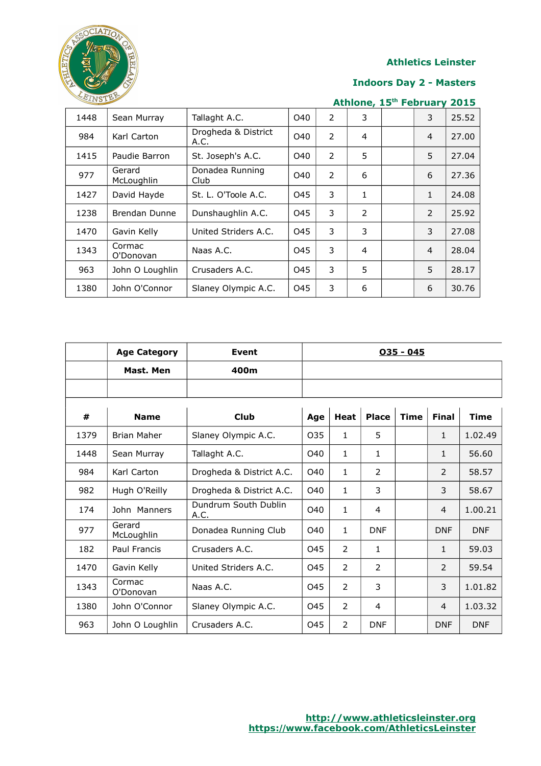**Athletics Leinster**

**Indoors Day 2 - Masters**

**Athlone, 15th February 2015**

| | | | | | | | | |
|---|---|---|---|---|---|---|---|---|
| 1448 | Sean Murray | Tallaght A.C. | O40 | 2 | 3 | | 3 | 25.52 |
| 984 | Karl Carton | Drogheda & District A.C. | O40 | 2 | 4 | | 4 | 27.00 |
| 1415 | Paudie Barron | St. Joseph's A.C. | O40 | 2 | 5 | | 5 | 27.04 |
| 977 | Gerard McLoughlin | Donadea Running Club | O40 | 2 | 6 | | 6 | 27.36 |
| 1427 | David Hayde | St. L. O'Toole A.C. | O45 | 3 | 1 | | 1 | 24.08 |
| 1238 | Brendan Dunne | Dunshaughlin A.C. | O45 | 3 | 2 | | 2 | 25.92 |
| 1470 | Gavin Kelly | United Striders A.C. | O45 | 3 | 3 | | 3 | 27.08 |
| 1343 | Cormac O'Donovan | Naas A.C. | O45 | 3 | 4 | | 4 | 28.04 |
| 963 | John O Loughlin | Crusaders A.C. | O45 | 3 | 5 | | 5 | 28.17 |
| 1380 | John O'Connor | Slaney Olympic A.C. | O45 | 3 | 6 | | 6 | 30.76 |

| | **Age Category** | **Event** | **O35 - O45** | | | | | |
|---|---|---|---|---|---|---|---|---|
| | **Mast. Men** | **400m** | | | | | | |
| | | | | | | | | |
| **#** | **Name** | **Club** | **Age** | **Heat** | **Place** | **Time** | **Final** | **Time** |
| 1379 | Brian Maher | Slaney Olympic A.C. | O35 | 1 | 5 | | 1 | 1.02.49 |
| 1448 | Sean Murray | Tallaght A.C. | O40 | 1 | 1 | | 1 | 56.60 |
| 984 | Karl Carton | Drogheda & District A.C. | O40 | 1 | 2 | | 2 | 58.57 |
| 982 | Hugh O'Reilly | Drogheda & District A.C. | O40 | 1 | 3 | | 3 | 58.67 |
| 174 | John Manners | Dundrum South Dublin A.C. | O40 | 1 | 4 | | 4 | 1.00.21 |
| 977 | Gerard McLoughlin | Donadea Running Club | O40 | 1 | DNF | | DNF | DNF |
| 182 | Paul Francis | Crusaders A.C. | O45 | 2 | 1 | | 1 | 59.03 |
| 1470 | Gavin Kelly | United Striders A.C. | O45 | 2 | 2 | | 2 | 59.54 |
| 1343 | Cormac O'Donovan | Naas A.C. | O45 | 2 | 3 | | 3 | 1.01.82 |
| 1380 | John O'Connor | Slaney Olympic A.C. | O45 | 2 | 4 | | 4 | 1.03.32 |
| 963 | John O Loughlin | Crusaders A.C. | O45 | 2 | DNF | | DNF | DNF |

http://www.athleticsleinster.org
https://www.facebook.com/AthleticsLeinster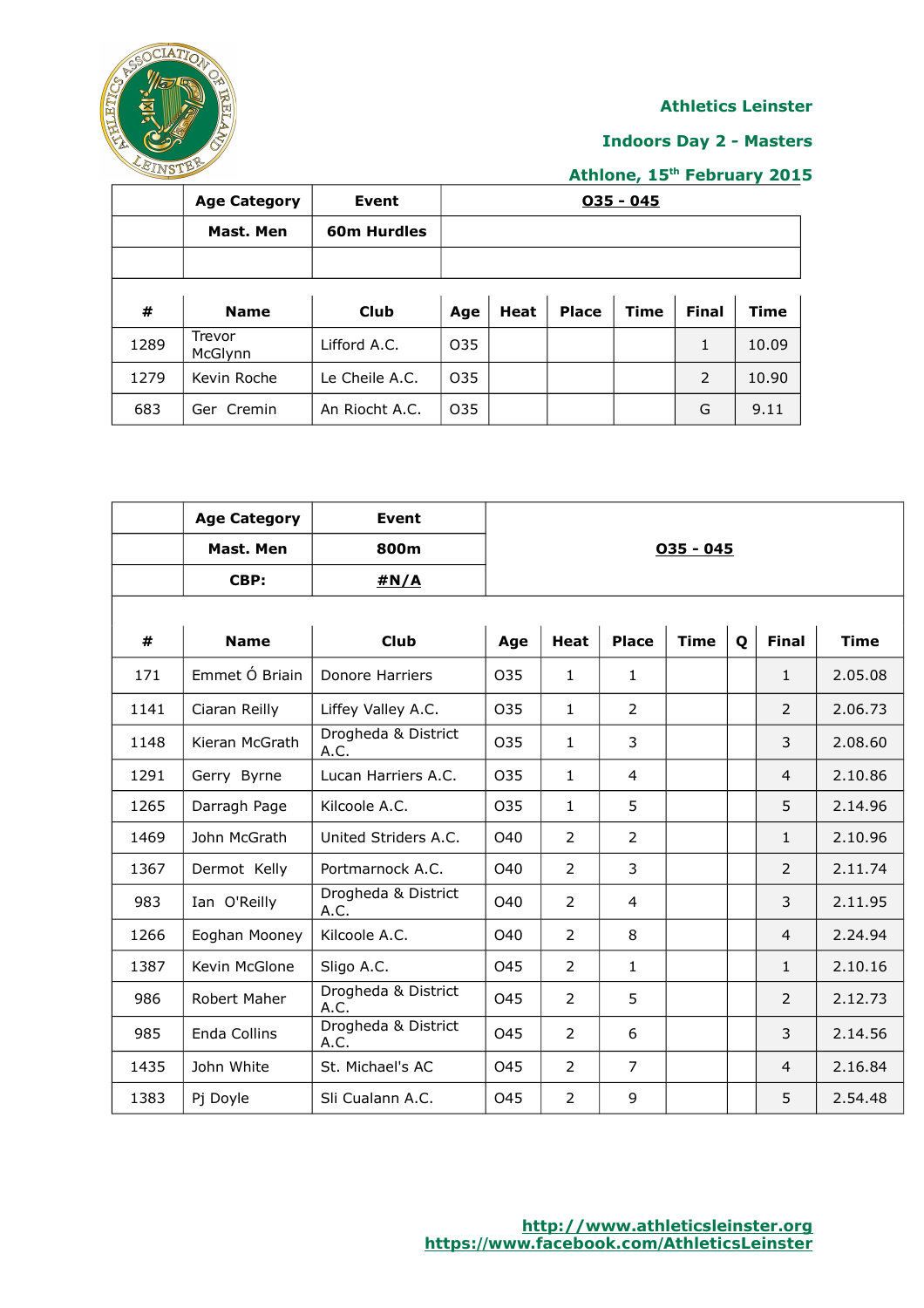**Athletics Leinster**

**Indoors Day 2 - Masters**

**Athlone, 15th February 2015**

| | Age Category | Event | O35 - O45 | | | | | |
|---|---|---|---|---|---|---|---|---|
| | Mast. Men | 60m Hurdles | | | | | | |
| | | | | | | | | |
| **#** | **Name** | **Club** | **Age** | **Heat** | **Place** | **Time** | **Final** | **Time** |
| 1289 | Trevor McGlynn | Lifford A.C. | O35 | | | | 1 | 10.09 |
| 1279 | Kevin Roche | Le Cheile A.C. | O35 | | | | 2 | 10.90 |
| 683 | Ger Cremin | An Riocht A.C. | O35 | | | | G | 9.11 |

| | Age Category | Event | O35 - O45 | | | | | | |
|---|---|---|---|---|---|---|---|---|---|
| | Mast. Men | 800m | | | | | | | |
| | CBP: | #N/A | | | | | | | |
| **#** | **Name** | **Club** | **Age** | **Heat** | **Place** | **Time** | **Q** | **Final** | **Time** |
| 171 | Emmet Ó Briain | Donore Harriers | O35 | 1 | 1 | | | 1 | 2.05.08 |
| 1141 | Ciaran Reilly | Liffey Valley A.C. | O35 | 1 | 2 | | | 2 | 2.06.73 |
| 1148 | Kieran McGrath | Drogheda & District A.C. | O35 | 1 | 3 | | | 3 | 2.08.60 |
| 1291 | Gerry Byrne | Lucan Harriers A.C. | O35 | 1 | 4 | | | 4 | 2.10.86 |
| 1265 | Darragh Page | Kilcoole A.C. | O35 | 1 | 5 | | | 5 | 2.14.96 |
| 1469 | John McGrath | United Striders A.C. | O40 | 2 | 2 | | | 1 | 2.10.96 |
| 1367 | Dermot Kelly | Portmarnock A.C. | O40 | 2 | 3 | | | 2 | 2.11.74 |
| 983 | Ian O'Reilly | Drogheda & District A.C. | O40 | 2 | 4 | | | 3 | 2.11.95 |
| 1266 | Eoghan Mooney | Kilcoole A.C. | O40 | 2 | 8 | | | 4 | 2.24.94 |
| 1387 | Kevin McGlone | Sligo A.C. | O45 | 2 | 1 | | | 1 | 2.10.16 |
| 986 | Robert Maher | Drogheda & District A.C. | O45 | 2 | 5 | | | 2 | 2.12.73 |
| 985 | Enda Collins | Drogheda & District A.C. | O45 | 2 | 6 | | | 3 | 2.14.56 |
| 1435 | John White | St. Michael's AC | O45 | 2 | 7 | | | 4 | 2.16.84 |
| 1383 | Pj Doyle | Sli Cualann A.C. | O45 | 2 | 9 | | | 5 | 2.54.48 |

http://www.athleticsleinster.org
https://www.facebook.com/AthleticsLeinster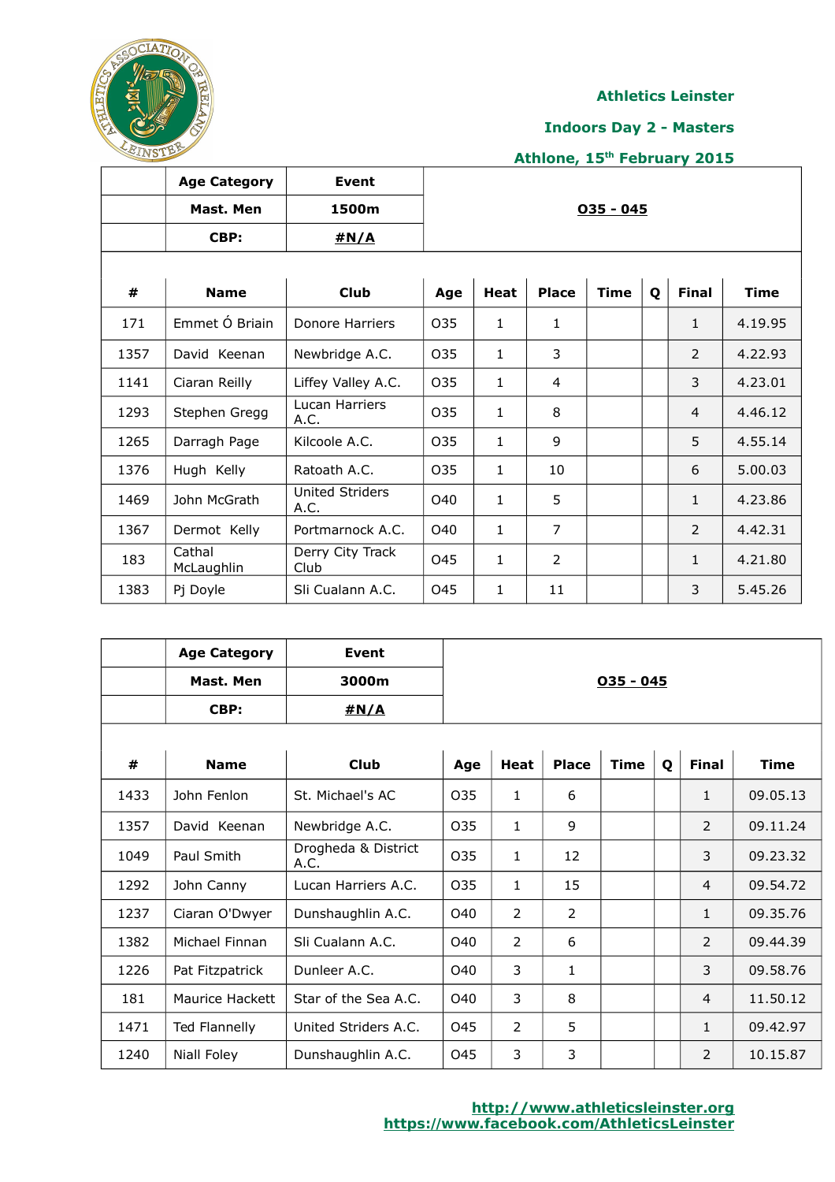**Athletics Leinster**

**Indoors Day 2 - Masters**

**Athlone, 15th February 2015**

| | Age Category | Event | |
|---|---|---|---|
| | Mast. Men | 1500m | **O35 - O45** |
| | CBP: | #N/A | |

| # | Name | Club | Age | Heat | Place | Time | Q | Final | Time |
|---|---|---|---|---|---|---|---|---|---|
| 171 | Emmet Ó Briain | Donore Harriers | O35 | 1 | 1 | | | 1 | 4.19.95 |
| 1357 | David Keenan | Newbridge A.C. | O35 | 1 | 3 | | | 2 | 4.22.93 |
| 1141 | Ciaran Reilly | Liffey Valley A.C. | O35 | 1 | 4 | | | 3 | 4.23.01 |
| 1293 | Stephen Gregg | Lucan Harriers A.C. | O35 | 1 | 8 | | | 4 | 4.46.12 |
| 1265 | Darragh Page | Kilcoole A.C. | O35 | 1 | 9 | | | 5 | 4.55.14 |
| 1376 | Hugh Kelly | Ratoath A.C. | O35 | 1 | 10 | | | 6 | 5.00.03 |
| 1469 | John McGrath | United Striders A.C. | O40 | 1 | 5 | | | 1 | 4.23.86 |
| 1367 | Dermot Kelly | Portmarnock A.C. | O40 | 1 | 7 | | | 2 | 4.42.31 |
| 183 | Cathal McLaughlin | Derry City Track Club | O45 | 1 | 2 | | | 1 | 4.21.80 |
| 1383 | Pj Doyle | Sli Cualann A.C. | O45 | 1 | 11 | | | 3 | 5.45.26 |

| | Age Category | Event | |
|---|---|---|---|
| | Mast. Men | 3000m | **O35 - O45** |
| | CBP: | #N/A | |

| # | Name | Club | Age | Heat | Place | Time | Q | Final | Time |
|---|---|---|---|---|---|---|---|---|---|
| 1433 | John Fenlon | St. Michael's AC | O35 | 1 | 6 | | | 1 | 09.05.13 |
| 1357 | David Keenan | Newbridge A.C. | O35 | 1 | 9 | | | 2 | 09.11.24 |
| 1049 | Paul Smith | Drogheda & District A.C. | O35 | 1 | 12 | | | 3 | 09.23.32 |
| 1292 | John Canny | Lucan Harriers A.C. | O35 | 1 | 15 | | | 4 | 09.54.72 |
| 1237 | Ciaran O'Dwyer | Dunshaughlin A.C. | O40 | 2 | 2 | | | 1 | 09.35.76 |
| 1382 | Michael Finnan | Sli Cualann A.C. | O40 | 2 | 6 | | | 2 | 09.44.39 |
| 1226 | Pat Fitzpatrick | Dunleer A.C. | O40 | 3 | 1 | | | 3 | 09.58.76 |
| 181 | Maurice Hackett | Star of the Sea A.C. | O40 | 3 | 8 | | | 4 | 11.50.12 |
| 1471 | Ted Flannelly | United Striders A.C. | O45 | 2 | 5 | | | 1 | 09.42.97 |
| 1240 | Niall Foley | Dunshaughlin A.C. | O45 | 3 | 3 | | | 2 | 10.15.87 |

http://www.athleticsleinster.org
https://www.facebook.com/AthleticsLeinster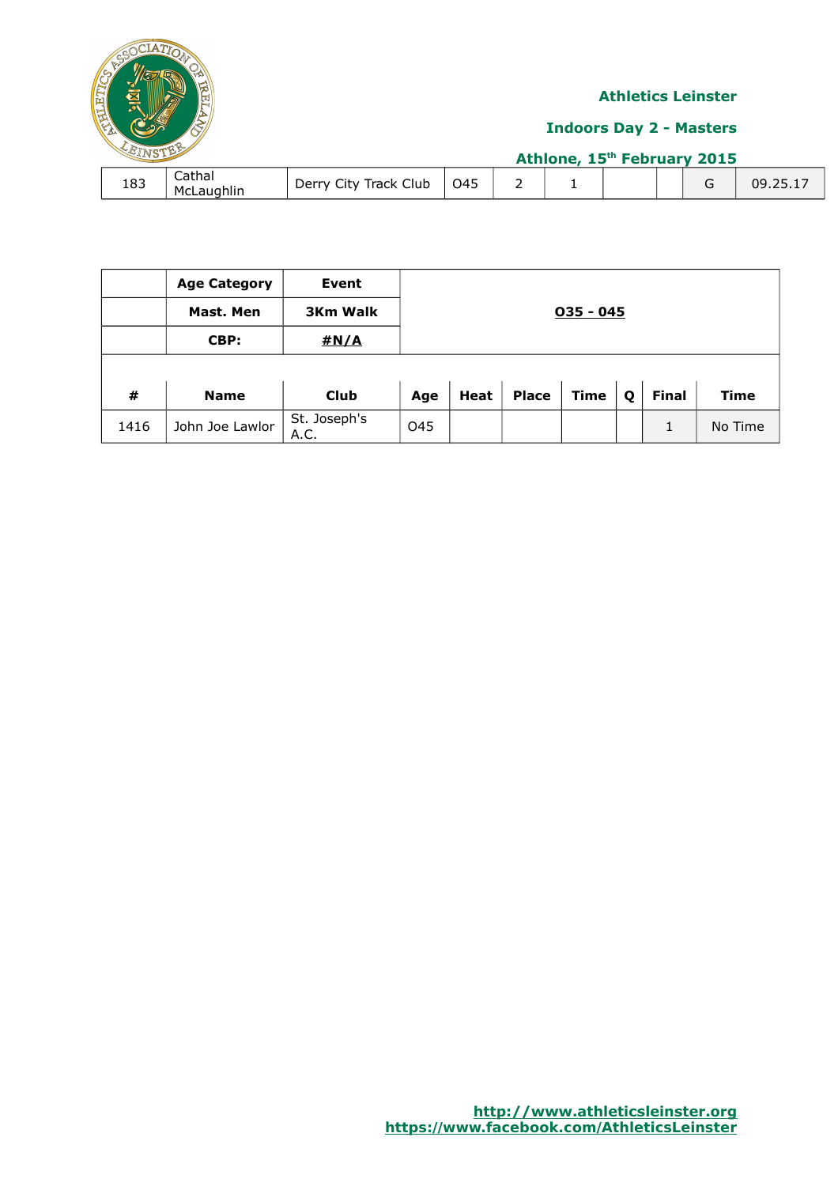Athletics Leinster

Indoors Day 2 - Masters

Athlone, 15th February 2015

| 183 | Cathal McLaughlin | Derry City Track Club | O45 | 2 | 1 | | | G | 09.25.17 |
|---|---|---|---|---|---|---|---|---|---|

| | Age Category | Event | O35 - O45 | | | | | | |
|---|---|---|---|---|---|---|---|---|---|
| | Mast. Men | 3Km Walk | | | | | | | |
| | CBP: | #N/A | | | | | | | |
| **#** | **Name** | **Club** | **Age** | **Heat** | **Place** | **Time** | **Q** | **Final** | **Time** |
| 1416 | John Joe Lawlor | St. Joseph's A.C. | O45 | | | | | 1 | No Time |

http://www.athleticsleinster.org
https://www.facebook.com/AthleticsLeinster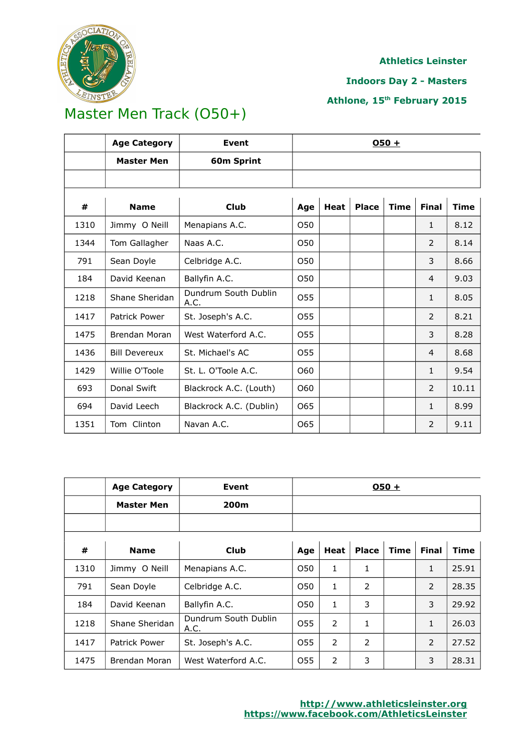Athletics Leinster

Indoors Day 2 - Masters

Athlone, 15th February 2015

# Master Men Track (O50+)

| | Age Category | Event | O50 + | | | | | |
|---|---|---|---|---|---|---|---|---|
| | Master Men | 60m Sprint | | | | | | |
| | | | | | | | | |
| # | Name | Club | Age | Heat | Place | Time | Final | Time |
| 1310 | Jimmy O Neill | Menapians A.C. | O50 | | | | 1 | 8.12 |
| 1344 | Tom Gallagher | Naas A.C. | O50 | | | | 2 | 8.14 |
| 791 | Sean Doyle | Celbridge A.C. | O50 | | | | 3 | 8.66 |
| 184 | David Keenan | Ballyfin A.C. | O50 | | | | 4 | 9.03 |
| 1218 | Shane Sheridan | Dundrum South Dublin A.C. | O55 | | | | 1 | 8.05 |
| 1417 | Patrick Power | St. Joseph's A.C. | O55 | | | | 2 | 8.21 |
| 1475 | Brendan Moran | West Waterford A.C. | O55 | | | | 3 | 8.28 |
| 1436 | Bill Devereux | St. Michael's AC | O55 | | | | 4 | 8.68 |
| 1429 | Willie O'Toole | St. L. O'Toole A.C. | O60 | | | | 1 | 9.54 |
| 693 | Donal Swift | Blackrock A.C. (Louth) | O60 | | | | 2 | 10.11 |
| 694 | David Leech | Blackrock A.C. (Dublin) | O65 | | | | 1 | 8.99 |
| 1351 | Tom Clinton | Navan A.C. | O65 | | | | 2 | 9.11 |

| | Age Category | Event | O50 + | | | | | |
|---|---|---|---|---|---|---|---|---|
| | Master Men | 200m | | | | | | |
| | | | | | | | | |
| # | Name | Club | Age | Heat | Place | Time | Final | Time |
| 1310 | Jimmy O Neill | Menapians A.C. | O50 | 1 | 1 | | 1 | 25.91 |
| 791 | Sean Doyle | Celbridge A.C. | O50 | 1 | 2 | | 2 | 28.35 |
| 184 | David Keenan | Ballyfin A.C. | O50 | 1 | 3 | | 3 | 29.92 |
| 1218 | Shane Sheridan | Dundrum South Dublin A.C. | O55 | 2 | 1 | | 1 | 26.03 |
| 1417 | Patrick Power | St. Joseph's A.C. | O55 | 2 | 2 | | 2 | 27.52 |
| 1475 | Brendan Moran | West Waterford A.C. | O55 | 2 | 3 | | 3 | 28.31 |

http://www.athleticsleinster.org
https://www.facebook.com/AthleticsLeinster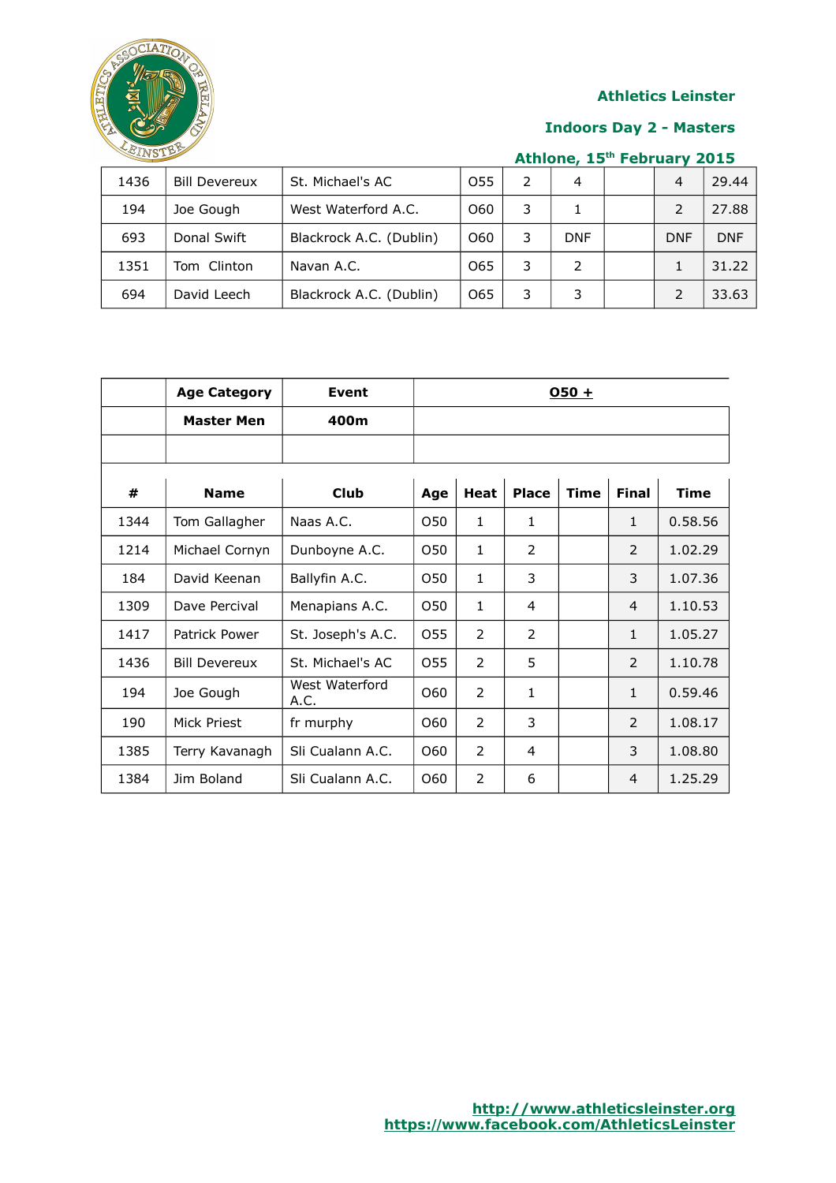Athletics Leinster

Indoors Day 2 - Masters

Athlone, 15th February 2015

| | | | | | | | | |
|---|---|---|---|---|---|---|---|---|
| 1436 | Bill Devereux | St. Michael's AC | O55 | 2 | 4 | | 4 | 29.44 |
| 194 | Joe Gough | West Waterford A.C. | O60 | 3 | 1 | | 2 | 27.88 |
| 693 | Donal Swift | Blackrock A.C. (Dublin) | O60 | 3 | DNF | | DNF | DNF |
| 1351 | Tom Clinton | Navan A.C. | O65 | 3 | 2 | | 1 | 31.22 |
| 694 | David Leech | Blackrock A.C. (Dublin) | O65 | 3 | 3 | | 2 | 33.63 |

| | Age Category | Event | O50 + | | | | | |
|---|---|---|---|---|---|---|---|---|
| | Master Men | 400m | | | | | | |
| | | | | | | | | |
| # | Name | Club | Age | Heat | Place | Time | Final | Time |
| 1344 | Tom Gallagher | Naas A.C. | O50 | 1 | 1 | | 1 | 0.58.56 |
| 1214 | Michael Cornyn | Dunboyne A.C. | O50 | 1 | 2 | | 2 | 1.02.29 |
| 184 | David Keenan | Ballyfin A.C. | O50 | 1 | 3 | | 3 | 1.07.36 |
| 1309 | Dave Percival | Menapians A.C. | O50 | 1 | 4 | | 4 | 1.10.53 |
| 1417 | Patrick Power | St. Joseph's A.C. | O55 | 2 | 2 | | 1 | 1.05.27 |
| 1436 | Bill Devereux | St. Michael's AC | O55 | 2 | 5 | | 2 | 1.10.78 |
| 194 | Joe Gough | West Waterford A.C. | O60 | 2 | 1 | | 1 | 0.59.46 |
| 190 | Mick Priest | fr murphy | O60 | 2 | 3 | | 2 | 1.08.17 |
| 1385 | Terry Kavanagh | Sli Cualann A.C. | O60 | 2 | 4 | | 3 | 1.08.80 |
| 1384 | Jim Boland | Sli Cualann A.C. | O60 | 2 | 6 | | 4 | 1.25.29 |

http://www.athleticsleinster.org
https://www.facebook.com/AthleticsLeinster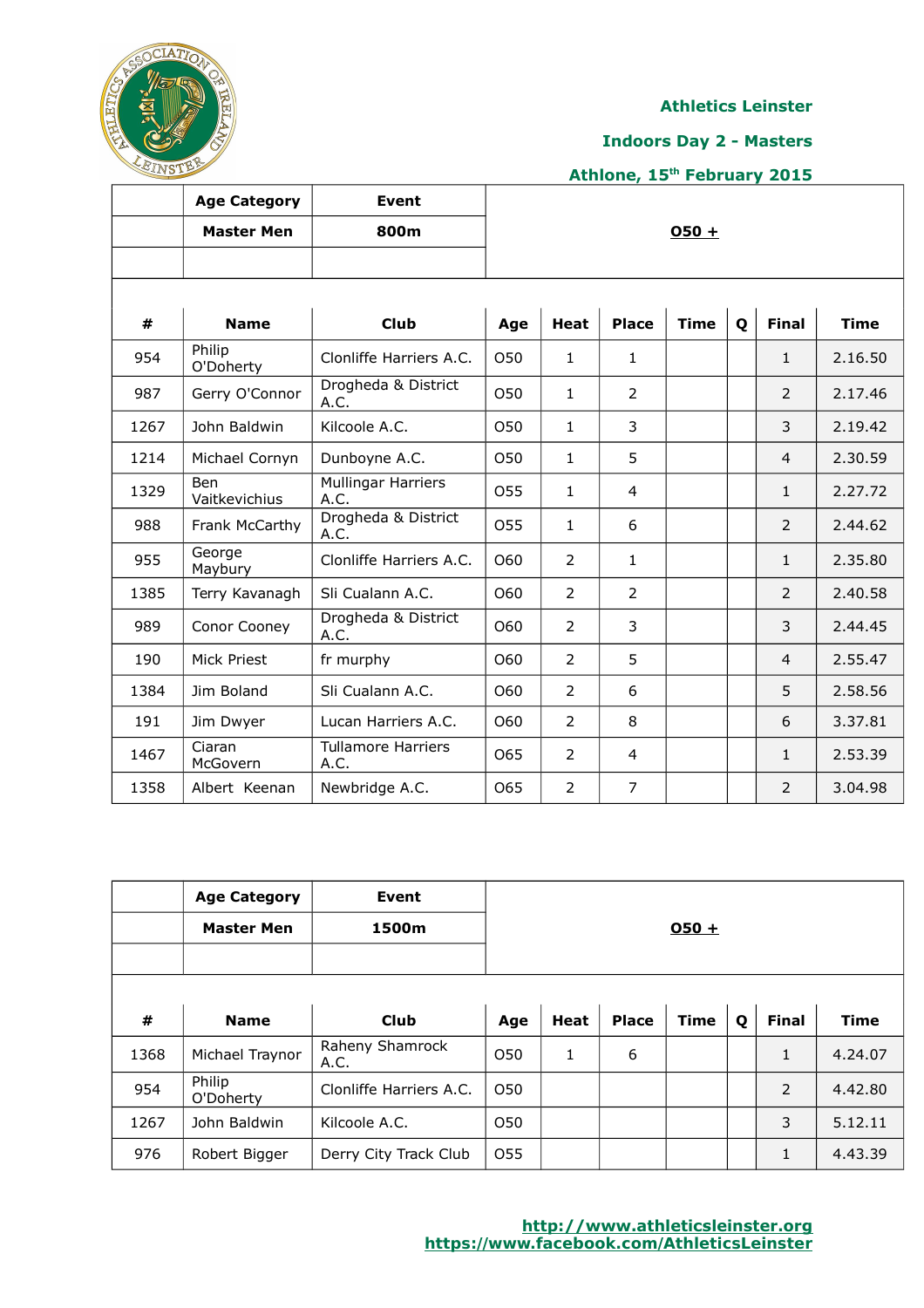**Athletics Leinster**

**Indoors Day 2 - Masters**

**Athlone, 15th February 2015**

| | Age Category | Event | O50 + |
|---|---|---|---|
| | **Master Men** | **800m** | |

| # | Name | Club | Age | Heat | Place | Time | Q | Final | Time |
|---|---|---|---|---|---|---|---|---|---|
| 954 | Philip O'Doherty | Clonliffe Harriers A.C. | O50 | 1 | 1 | | | 1 | 2.16.50 |
| 987 | Gerry O'Connor | Drogheda & District A.C. | O50 | 1 | 2 | | | 2 | 2.17.46 |
| 1267 | John Baldwin | Kilcoole A.C. | O50 | 1 | 3 | | | 3 | 2.19.42 |
| 1214 | Michael Cornyn | Dunboyne A.C. | O50 | 1 | 5 | | | 4 | 2.30.59 |
| 1329 | Ben Vaitkevichius | Mullingar Harriers A.C. | O55 | 1 | 4 | | | 1 | 2.27.72 |
| 988 | Frank McCarthy | Drogheda & District A.C. | O55 | 1 | 6 | | | 2 | 2.44.62 |
| 955 | George Maybury | Clonliffe Harriers A.C. | O60 | 2 | 1 | | | 1 | 2.35.80 |
| 1385 | Terry Kavanagh | Sli Cualann A.C. | O60 | 2 | 2 | | | 2 | 2.40.58 |
| 989 | Conor Cooney | Drogheda & District A.C. | O60 | 2 | 3 | | | 3 | 2.44.45 |
| 190 | Mick Priest | fr murphy | O60 | 2 | 5 | | | 4 | 2.55.47 |
| 1384 | Jim Boland | Sli Cualann A.C. | O60 | 2 | 6 | | | 5 | 2.58.56 |
| 191 | Jim Dwyer | Lucan Harriers A.C. | O60 | 2 | 8 | | | 6 | 3.37.81 |
| 1467 | Ciaran McGovern | Tullamore Harriers A.C. | O65 | 2 | 4 | | | 1 | 2.53.39 |
| 1358 | Albert Keenan | Newbridge A.C. | O65 | 2 | 7 | | | 2 | 3.04.98 |

| | Age Category | Event | O50 + |
|---|---|---|---|
| | **Master Men** | **1500m** | |

| # | Name | Club | Age | Heat | Place | Time | Q | Final | Time |
|---|---|---|---|---|---|---|---|---|---|
| 1368 | Michael Traynor | Raheny Shamrock A.C. | O50 | 1 | 6 | | | 1 | 4.24.07 |
| 954 | Philip O'Doherty | Clonliffe Harriers A.C. | O50 | | | | | 2 | 4.42.80 |
| 1267 | John Baldwin | Kilcoole A.C. | O50 | | | | | 3 | 5.12.11 |
| 976 | Robert Bigger | Derry City Track Club | O55 | | | | | 1 | 4.43.39 |

http://www.athleticsleinster.org
https://www.facebook.com/AthleticsLeinster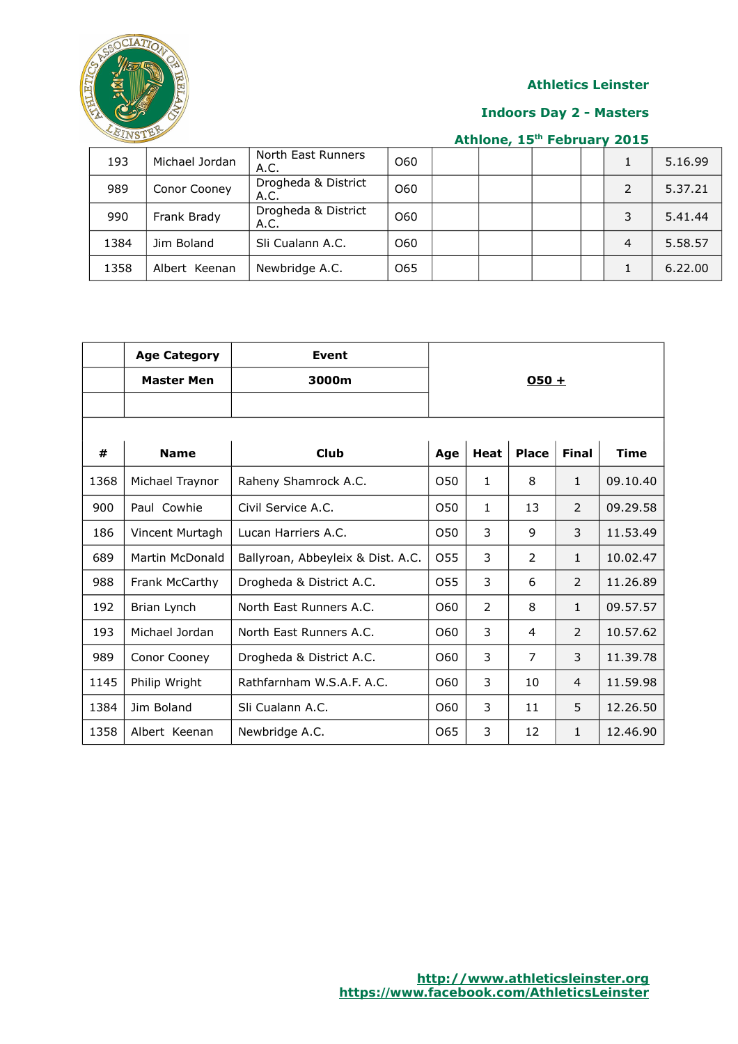Athletics Leinster

Indoors Day 2 - Masters

Athlone, 15th February 2015

| | | | | | | | | | |
|---|---|---|---|---|---|---|---|---|---|
| 193 | Michael Jordan | North East Runners A.C. | O60 | | | | | 1 | 5.16.99 |
| 989 | Conor Cooney | Drogheda & District A.C. | O60 | | | | | 2 | 5.37.21 |
| 990 | Frank Brady | Drogheda & District A.C. | O60 | | | | | 3 | 5.41.44 |
| 1384 | Jim Boland | Sli Cualann A.C. | O60 | | | | | 4 | 5.58.57 |
| 1358 | Albert Keenan | Newbridge A.C. | O65 | | | | | 1 | 6.22.00 |

| | Age Category | Event | **O50 +** | | | | |
|---|---|---|---|---|---|---|---|
| | **Master Men** | **3000m** | | | | | |
| **#** | **Name** | **Club** | **Age** | **Heat** | **Place** | **Final** | **Time** |
| 1368 | Michael Traynor | Raheny Shamrock A.C. | O50 | 1 | 8 | 1 | 09.10.40 |
| 900 | Paul Cowhie | Civil Service A.C. | O50 | 1 | 13 | 2 | 09.29.58 |
| 186 | Vincent Murtagh | Lucan Harriers A.C. | O50 | 3 | 9 | 3 | 11.53.49 |
| 689 | Martin McDonald | Ballyroan, Abbeyleix & Dist. A.C. | O55 | 3 | 2 | 1 | 10.02.47 |
| 988 | Frank McCarthy | Drogheda & District A.C. | O55 | 3 | 6 | 2 | 11.26.89 |
| 192 | Brian Lynch | North East Runners A.C. | O60 | 2 | 8 | 1 | 09.57.57 |
| 193 | Michael Jordan | North East Runners A.C. | O60 | 3 | 4 | 2 | 10.57.62 |
| 989 | Conor Cooney | Drogheda & District A.C. | O60 | 3 | 7 | 3 | 11.39.78 |
| 1145 | Philip Wright | Rathfarnham W.S.A.F. A.C. | O60 | 3 | 10 | 4 | 11.59.98 |
| 1384 | Jim Boland | Sli Cualann A.C. | O60 | 3 | 11 | 5 | 12.26.50 |
| 1358 | Albert Keenan | Newbridge A.C. | O65 | 3 | 12 | 1 | 12.46.90 |

http://www.athleticsleinster.org
https://www.facebook.com/AthleticsLeinster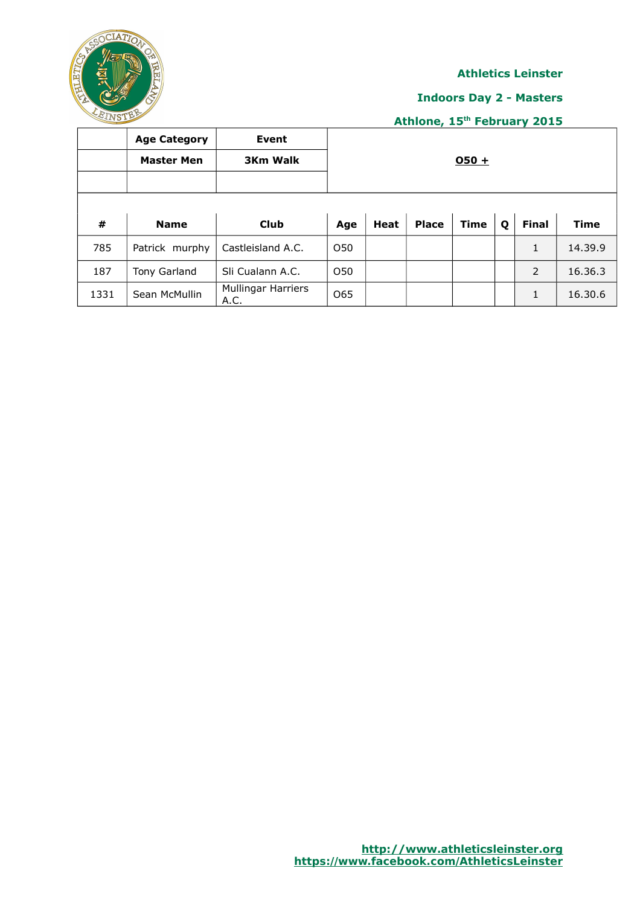**Athletics Leinster**

**Indoors Day 2 - Masters**

**Athlone, 15th February 2015**

| | Age Category | Event | |
|---|---|---|---|
| | **Master Men** | **3Km Walk** | **O50 +** |
| | | | |

| # | Name | Club | Age | Heat | Place | Time | Q | Final | Time |
|---|---|---|---|---|---|---|---|---|---|
| 785 | Patrick murphy | Castleisland A.C. | O50 | | | | | 1 | 14.39.9 |
| 187 | Tony Garland | Sli Cualann A.C. | O50 | | | | | 2 | 16.36.3 |
| 1331 | Sean McMullin | Mullingar Harriers A.C. | O65 | | | | | 1 | 16.30.6 |

http://www.athleticsleinster.org
https://www.facebook.com/AthleticsLeinster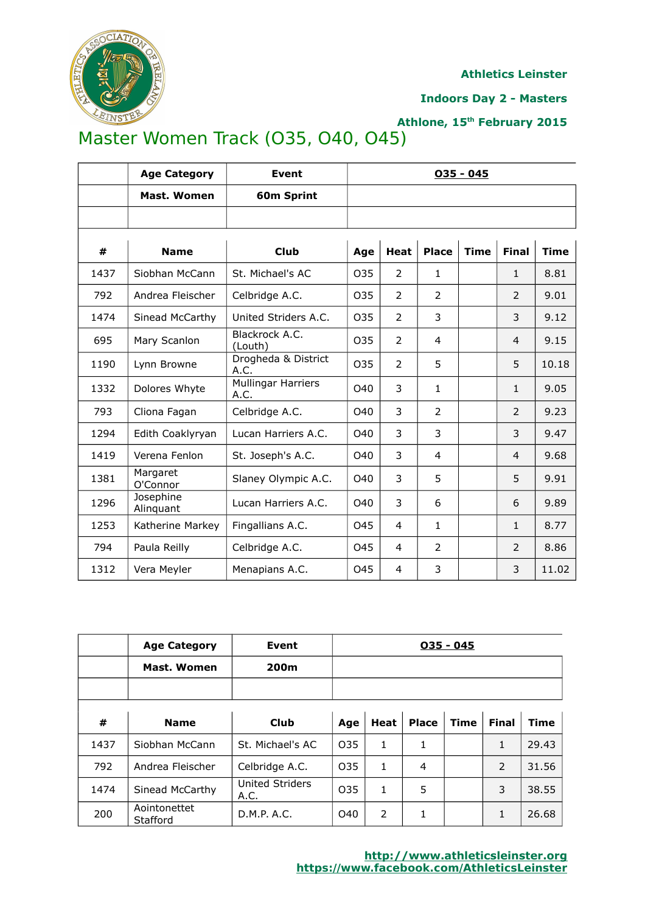Athletics Leinster

Indoors Day 2 - Masters

Athlone, 15th February 2015

# Master Women Track (O35, O40, O45)

| | Age Category | Event | O35 - O45 | | | | | |
|---|---|---|---|---|---|---|---|---|
| | Mast. Women | 60m Sprint | | | | | | |
| | | | | | | | | |
| # | Name | Club | Age | Heat | Place | Time | Final | Time |
| 1437 | Siobhan McCann | St. Michael's AC | O35 | 2 | 1 | | 1 | 8.81 |
| 792 | Andrea Fleischer | Celbridge A.C. | O35 | 2 | 2 | | 2 | 9.01 |
| 1474 | Sinead McCarthy | United Striders A.C. | O35 | 2 | 3 | | 3 | 9.12 |
| 695 | Mary Scanlon | Blackrock A.C. (Louth) | O35 | 2 | 4 | | 4 | 9.15 |
| 1190 | Lynn Browne | Drogheda & District A.C. | O35 | 2 | 5 | | 5 | 10.18 |
| 1332 | Dolores Whyte | Mullingar Harriers A.C. | O40 | 3 | 1 | | 1 | 9.05 |
| 793 | Cliona Fagan | Celbridge A.C. | O40 | 3 | 2 | | 2 | 9.23 |
| 1294 | Edith Coaklyryan | Lucan Harriers A.C. | O40 | 3 | 3 | | 3 | 9.47 |
| 1419 | Verena Fenlon | St. Joseph's A.C. | O40 | 3 | 4 | | 4 | 9.68 |
| 1381 | Margaret O'Connor | Slaney Olympic A.C. | O40 | 3 | 5 | | 5 | 9.91 |
| 1296 | Josephine Alinquant | Lucan Harriers A.C. | O40 | 3 | 6 | | 6 | 9.89 |
| 1253 | Katherine Markey | Fingallians A.C. | O45 | 4 | 1 | | 1 | 8.77 |
| 794 | Paula Reilly | Celbridge A.C. | O45 | 4 | 2 | | 2 | 8.86 |
| 1312 | Vera Meyler | Menapians A.C. | O45 | 4 | 3 | | 3 | 11.02 |

| | Age Category | Event | O35 - O45 | | | | | |
|---|---|---|---|---|---|---|---|---|
| | Mast. Women | 200m | | | | | | |
| | | | | | | | | |
| # | Name | Club | Age | Heat | Place | Time | Final | Time |
| 1437 | Siobhan McCann | St. Michael's AC | O35 | 1 | 1 | | 1 | 29.43 |
| 792 | Andrea Fleischer | Celbridge A.C. | O35 | 1 | 4 | | 2 | 31.56 |
| 1474 | Sinead McCarthy | United Striders A.C. | O35 | 1 | 5 | | 3 | 38.55 |
| 200 | Aointonettet Stafford | D.M.P. A.C. | O40 | 2 | 1 | | 1 | 26.68 |

http://www.athleticsleinster.org
https://www.facebook.com/AthleticsLeinster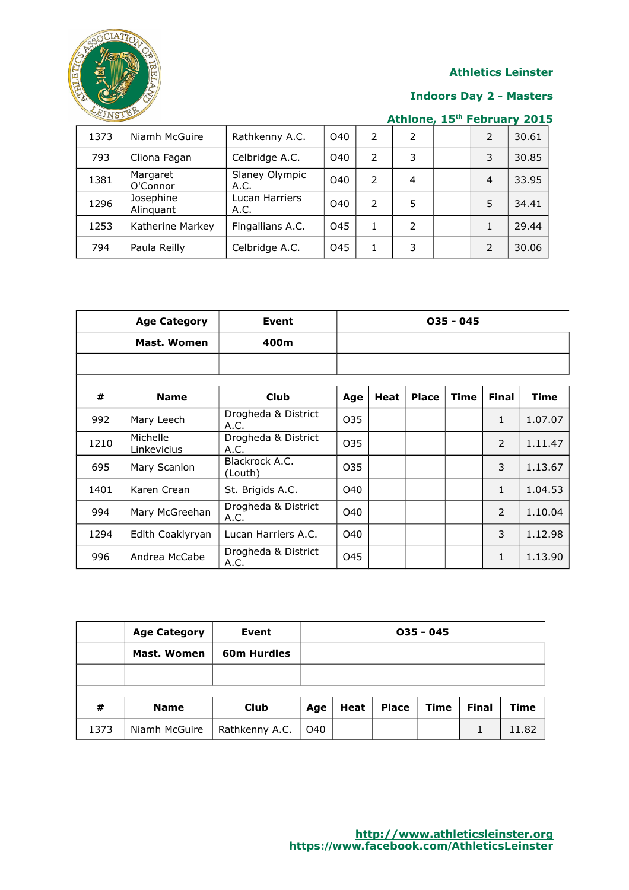| 1373 | Niamh McGuire | Rathkenny A.C. | O40 | 2 | 2 | | 2 | 30.61 |
|---|---|---|---|---|---|---|---|---|
| 793 | Cliona Fagan | Celbridge A.C. | O40 | 2 | 3 | | 3 | 30.85 |
| 1381 | Margaret O'Connor | Slaney Olympic A.C. | O40 | 2 | 4 | | 4 | 33.95 |
| 1296 | Josephine Alinquant | Lucan Harriers A.C. | O40 | 2 | 5 | | 5 | 34.41 |
| 1253 | Katherine Markey | Fingallians A.C. | O45 | 1 | 2 | | 1 | 29.44 |
| 794 | Paula Reilly | Celbridge A.C. | O45 | 1 | 3 | | 2 | 30.06 |

| | **Age Category** | **Event** | **O35 - O45** | | | | | |
|---|---|---|---|---|---|---|---|---|
| | **Mast. Women** | **400m** | | | | | | |
| **#** | **Name** | **Club** | **Age** | **Heat** | **Place** | **Time** | **Final** | **Time** |
| 992 | Mary Leech | Drogheda & District A.C. | O35 | | | | 1 | 1.07.07 |
| 1210 | Michelle Linkevicius | Drogheda & District A.C. | O35 | | | | 2 | 1.11.47 |
| 695 | Mary Scanlon | Blackrock A.C. (Louth) | O35 | | | | 3 | 1.13.67 |
| 1401 | Karen Crean | St. Brigids A.C. | O40 | | | | 1 | 1.04.53 |
| 994 | Mary McGreehan | Drogheda & District A.C. | O40 | | | | 2 | 1.10.04 |
| 1294 | Edith Coaklyryan | Lucan Harriers A.C. | O40 | | | | 3 | 1.12.98 |
| 996 | Andrea McCabe | Drogheda & District A.C. | O45 | | | | 1 | 1.13.90 |

| | **Age Category** | **Event** | **O35 - O45** | | | | | |
|---|---|---|---|---|---|---|---|---|
| | **Mast. Women** | **60m Hurdles** | | | | | | |
| **#** | **Name** | **Club** | **Age** | **Heat** | **Place** | **Time** | **Final** | **Time** |
| 1373 | Niamh McGuire | Rathkenny A.C. | O40 | | | | 1 | 11.82 |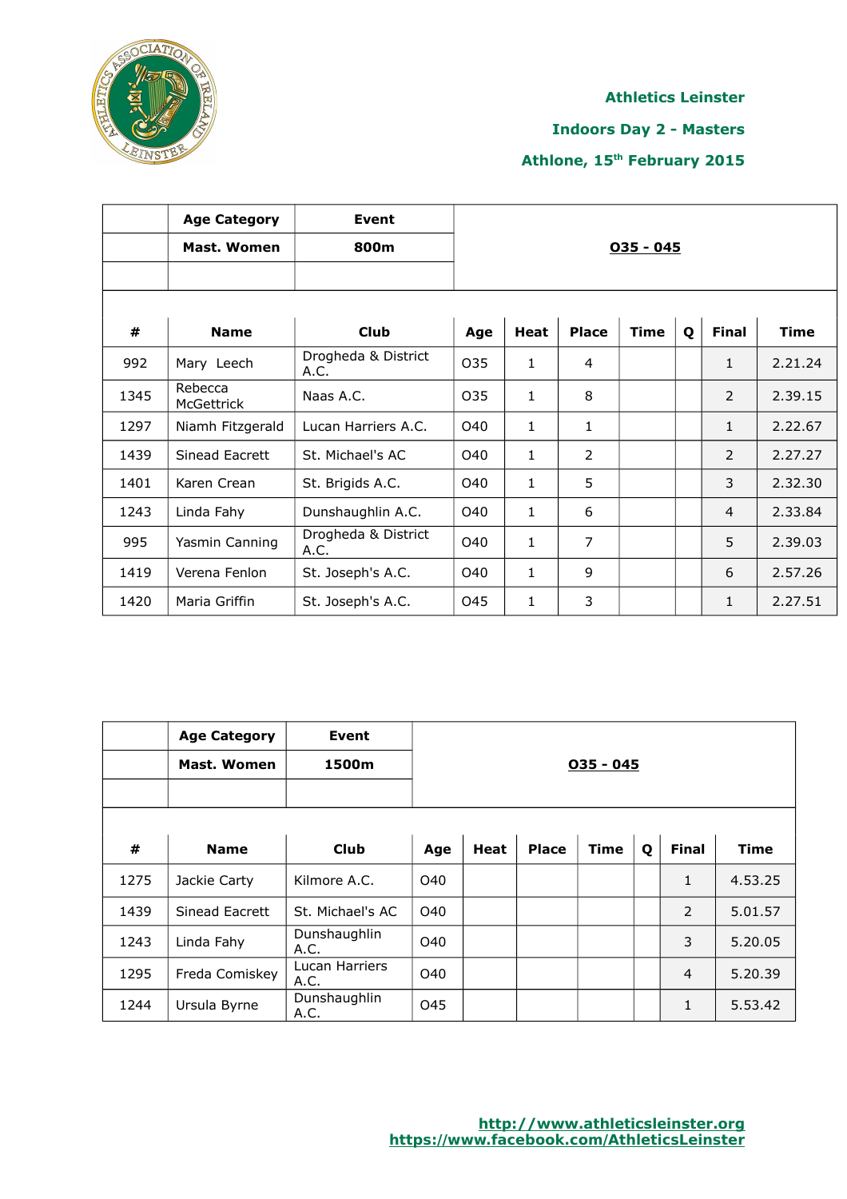**Athletics Leinster**

**Indoors Day 2 - Masters**

**Athlone, 15th February 2015**

| | Age Category | Event | |
|---|---|---|---|
| | Mast. Women | 800m | O35 - O45 |

| # | Name | Club | Age | Heat | Place | Time | Q | Final | Time |
|---|---|---|---|---|---|---|---|---|---|
| 992 | Mary Leech | Drogheda & District A.C. | O35 | 1 | 4 | | | 1 | 2.21.24 |
| 1345 | Rebecca McGettrick | Naas A.C. | O35 | 1 | 8 | | | 2 | 2.39.15 |
| 1297 | Niamh Fitzgerald | Lucan Harriers A.C. | O40 | 1 | 1 | | | 1 | 2.22.67 |
| 1439 | Sinead Eacrett | St. Michael's AC | O40 | 1 | 2 | | | 2 | 2.27.27 |
| 1401 | Karen Crean | St. Brigids A.C. | O40 | 1 | 5 | | | 3 | 2.32.30 |
| 1243 | Linda Fahy | Dunshaughlin A.C. | O40 | 1 | 6 | | | 4 | 2.33.84 |
| 995 | Yasmin Canning | Drogheda & District A.C. | O40 | 1 | 7 | | | 5 | 2.39.03 |
| 1419 | Verena Fenlon | St. Joseph's A.C. | O40 | 1 | 9 | | | 6 | 2.57.26 |
| 1420 | Maria Griffin | St. Joseph's A.C. | O45 | 1 | 3 | | | 1 | 2.27.51 |

| | Age Category | Event | |
|---|---|---|---|
| | Mast. Women | 1500m | O35 - O45 |

| # | Name | Club | Age | Heat | Place | Time | Q | Final | Time |
|---|---|---|---|---|---|---|---|---|---|
| 1275 | Jackie Carty | Kilmore A.C. | O40 | | | | | 1 | 4.53.25 |
| 1439 | Sinead Eacrett | St. Michael's AC | O40 | | | | | 2 | 5.01.57 |
| 1243 | Linda Fahy | Dunshaughlin A.C. | O40 | | | | | 3 | 5.20.05 |
| 1295 | Freda Comiskey | Lucan Harriers A.C. | O40 | | | | | 4 | 5.20.39 |
| 1244 | Ursula Byrne | Dunshaughlin A.C. | O45 | | | | | 1 | 5.53.42 |

http://www.athleticsleinster.org
https://www.facebook.com/AthleticsLeinster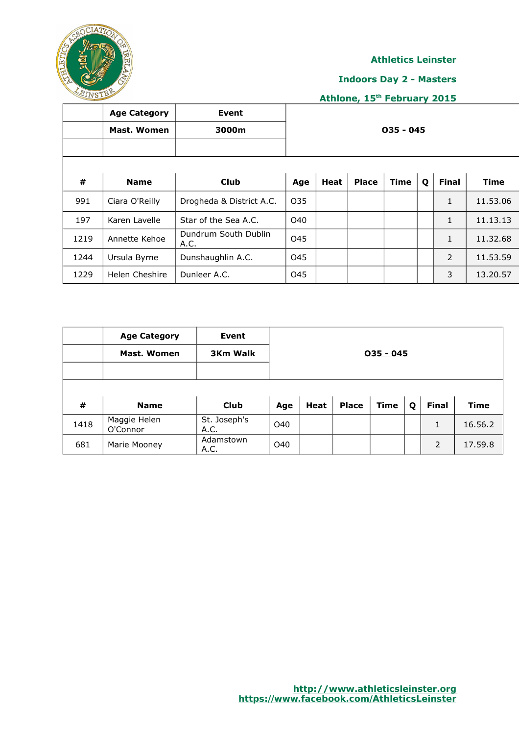**Athletics Leinster**

**Indoors Day 2 - Masters**

**Athlone, 15th February 2015**

| | Age Category | Event | O35 - O45 |
|---|---|---|---|
| | Mast. Women | 3000m | |

| # | Name | Club | Age | Heat | Place | Time | Q | Final | Time |
|---|---|---|---|---|---|---|---|---|---|
| 991 | Ciara O'Reilly | Drogheda & District A.C. | O35 | | | | | 1 | 11.53.06 |
| 197 | Karen Lavelle | Star of the Sea A.C. | O40 | | | | | 1 | 11.13.13 |
| 1219 | Annette Kehoe | Dundrum South Dublin A.C. | O45 | | | | | 1 | 11.32.68 |
| 1244 | Ursula Byrne | Dunshaughlin A.C. | O45 | | | | | 2 | 11.53.59 |
| 1229 | Helen Cheshire | Dunleer A.C. | O45 | | | | | 3 | 13.20.57 |

| | Age Category | Event | O35 - O45 |
|---|---|---|---|
| | Mast. Women | 3Km Walk | |

| # | Name | Club | Age | Heat | Place | Time | Q | Final | Time |
|---|---|---|---|---|---|---|---|---|---|
| 1418 | Maggie Helen O'Connor | St. Joseph's A.C. | O40 | | | | | 1 | 16.56.2 |
| 681 | Marie Mooney | Adamstown A.C. | O40 | | | | | 2 | 17.59.8 |

http://www.athleticsleinster.org
https://www.facebook.com/AthleticsLeinster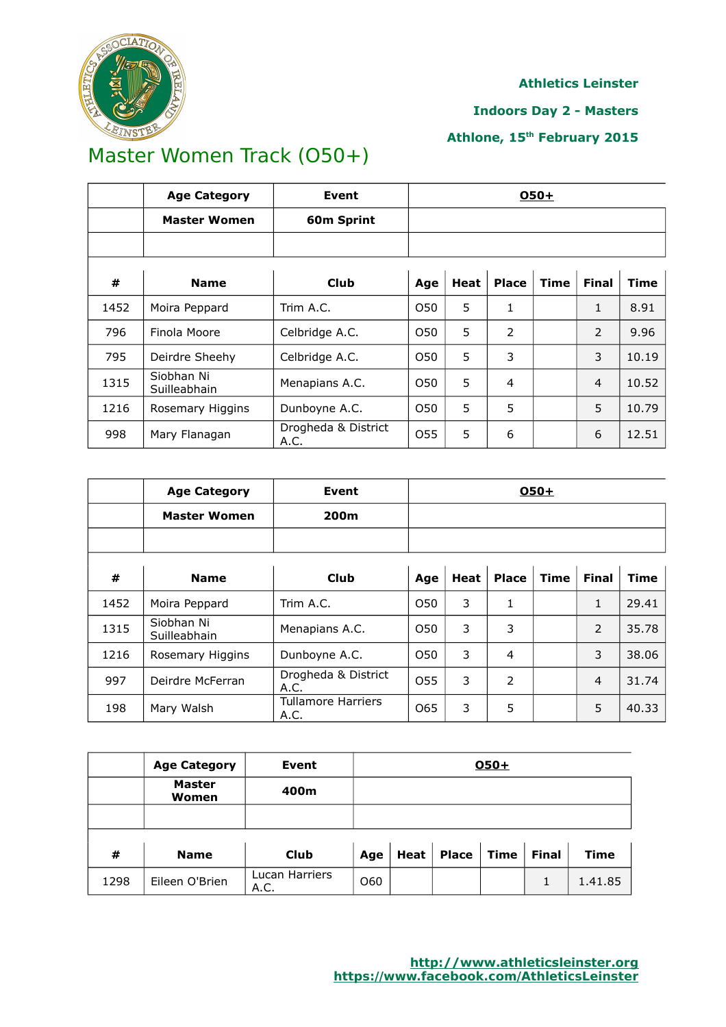Athletics Leinster

Indoors Day 2 - Masters

Athlone, 15th February 2015

# Master Women Track (O50+)

| | Age Category | Event | O50+ | | | | | |
|---|---|---|---|---|---|---|---|---|
| | Master Women | 60m Sprint | | | | | | |
| | | | | | | | | |
| # | Name | Club | Age | Heat | Place | Time | Final | Time |
| 1452 | Moira Peppard | Trim A.C. | O50 | 5 | 1 | | 1 | 8.91 |
| 796 | Finola Moore | Celbridge A.C. | O50 | 5 | 2 | | 2 | 9.96 |
| 795 | Deirdre Sheehy | Celbridge A.C. | O50 | 5 | 3 | | 3 | 10.19 |
| 1315 | Siobhan Ni Suilleabhain | Menapians A.C. | O50 | 5 | 4 | | 4 | 10.52 |
| 1216 | Rosemary Higgins | Dunboyne A.C. | O50 | 5 | 5 | | 5 | 10.79 |
| 998 | Mary Flanagan | Drogheda & District A.C. | O55 | 5 | 6 | | 6 | 12.51 |

| | Age Category | Event | O50+ | | | | | |
|---|---|---|---|---|---|---|---|---|
| | Master Women | 200m | | | | | | |
| | | | | | | | | |
| # | Name | Club | Age | Heat | Place | Time | Final | Time |
| 1452 | Moira Peppard | Trim A.C. | O50 | 3 | 1 | | 1 | 29.41 |
| 1315 | Siobhan Ni Suilleabhain | Menapians A.C. | O50 | 3 | 3 | | 2 | 35.78 |
| 1216 | Rosemary Higgins | Dunboyne A.C. | O50 | 3 | 4 | | 3 | 38.06 |
| 997 | Deirdre McFerran | Drogheda & District A.C. | O55 | 3 | 2 | | 4 | 31.74 |
| 198 | Mary Walsh | Tullamore Harriers A.C. | O65 | 3 | 5 | | 5 | 40.33 |

| | Age Category | Event | O50+ | | | | | |
|---|---|---|---|---|---|---|---|---|
| | Master Women | 400m | | | | | | |
| | | | | | | | | |
| # | Name | Club | Age | Heat | Place | Time | Final | Time |
| 1298 | Eileen O'Brien | Lucan Harriers A.C. | O60 | | | | 1 | 1.41.85 |

http://www.athleticsleinster.org
https://www.facebook.com/AthleticsLeinster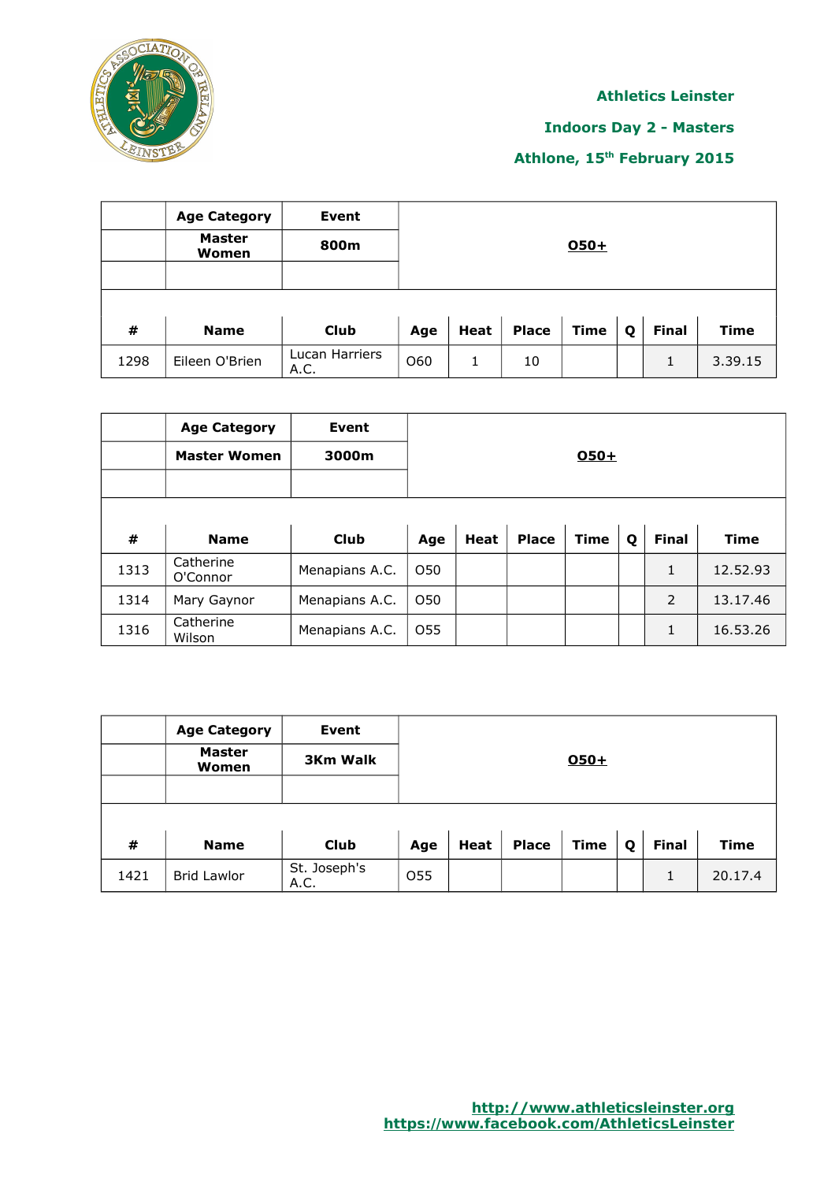**Athletics Leinster**

**Indoors Day 2 - Masters**

**Athlone, 15th February 2015**

| | Age Category | Event | | | | | | | |
|---|---|---|---|---|---|---|---|---|---|
| | Master Women | 800m | O50+ | | | | | | |
| # | Name | Club | Age | Heat | Place | Time | Q | Final | Time |
| 1298 | Eileen O'Brien | Lucan Harriers A.C. | O60 | 1 | 10 | | | 1 | 3.39.15 |

| | Age Category | Event | | | | | | | |
|---|---|---|---|---|---|---|---|---|---|
| | Master Women | 3000m | O50+ | | | | | | |
| # | Name | Club | Age | Heat | Place | Time | Q | Final | Time |
| 1313 | Catherine O'Connor | Menapians A.C. | O50 | | | | | 1 | 12.52.93 |
| 1314 | Mary Gaynor | Menapians A.C. | O50 | | | | | 2 | 13.17.46 |
| 1316 | Catherine Wilson | Menapians A.C. | O55 | | | | | 1 | 16.53.26 |

| | Age Category | Event | | | | | | | |
|---|---|---|---|---|---|---|---|---|---|
| | Master Women | 3Km Walk | O50+ | | | | | | |
| # | Name | Club | Age | Heat | Place | Time | Q | Final | Time |
| 1421 | Brid Lawlor | St. Joseph's A.C. | O55 | | | | | 1 | 20.17.4 |

http://www.athleticsleinster.org
https://www.facebook.com/AthleticsLeinster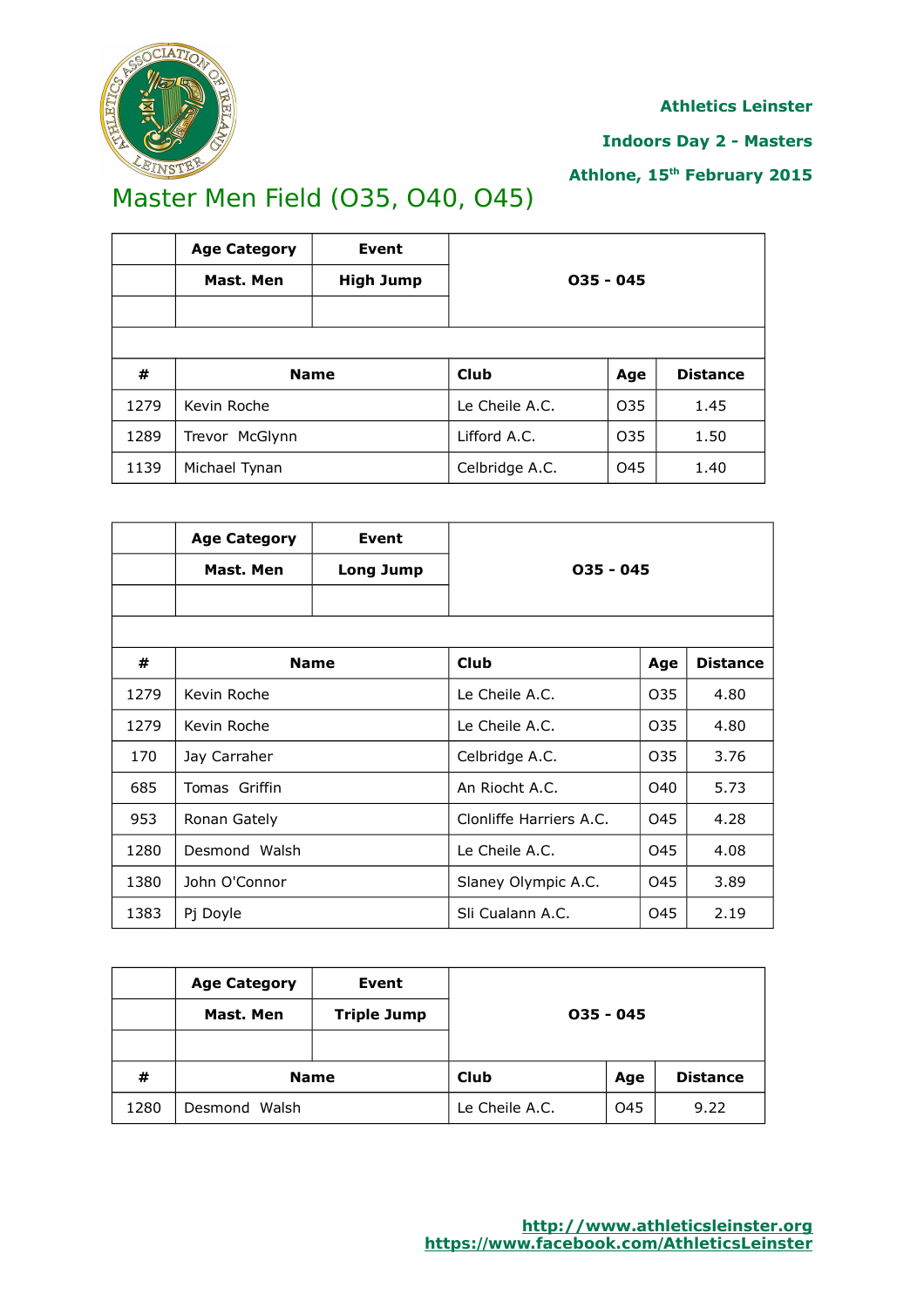Athletics Leinster

Indoors Day 2 - Masters

Athlone, 15th February 2015

# Master Men Field (O35, O40, O45)

| | Age Category | Event | O35 - O45 | | |
|---|---|---|---|---|---|
| | Mast. Men | High Jump | | | |
| # | Name | | Club | Age | Distance |
| 1279 | Kevin Roche | | Le Cheile A.C. | O35 | 1.45 |
| 1289 | Trevor McGlynn | | Lifford A.C. | O35 | 1.50 |
| 1139 | Michael Tynan | | Celbridge A.C. | O45 | 1.40 |

| | Age Category | Event | O35 - O45 | | |
|---|---|---|---|---|---|
| | Mast. Men | Long Jump | | | |
| # | Name | | Club | Age | Distance |
| 1279 | Kevin Roche | | Le Cheile A.C. | O35 | 4.80 |
| 1279 | Kevin Roche | | Le Cheile A.C. | O35 | 4.80 |
| 170 | Jay Carraher | | Celbridge A.C. | O35 | 3.76 |
| 685 | Tomas Griffin | | An Riocht A.C. | O40 | 5.73 |
| 953 | Ronan Gately | | Clonliffe Harriers A.C. | O45 | 4.28 |
| 1280 | Desmond Walsh | | Le Cheile A.C. | O45 | 4.08 |
| 1380 | John O'Connor | | Slaney Olympic A.C. | O45 | 3.89 |
| 1383 | Pj Doyle | | Sli Cualann A.C. | O45 | 2.19 |

| | Age Category | Event | O35 - O45 | | |
|---|---|---|---|---|---|
| | Mast. Men | Triple Jump | | | |
| # | Name | | Club | Age | Distance |
| 1280 | Desmond Walsh | | Le Cheile A.C. | O45 | 9.22 |

http://www.athleticsleinster.org
https://www.facebook.com/AthleticsLeinster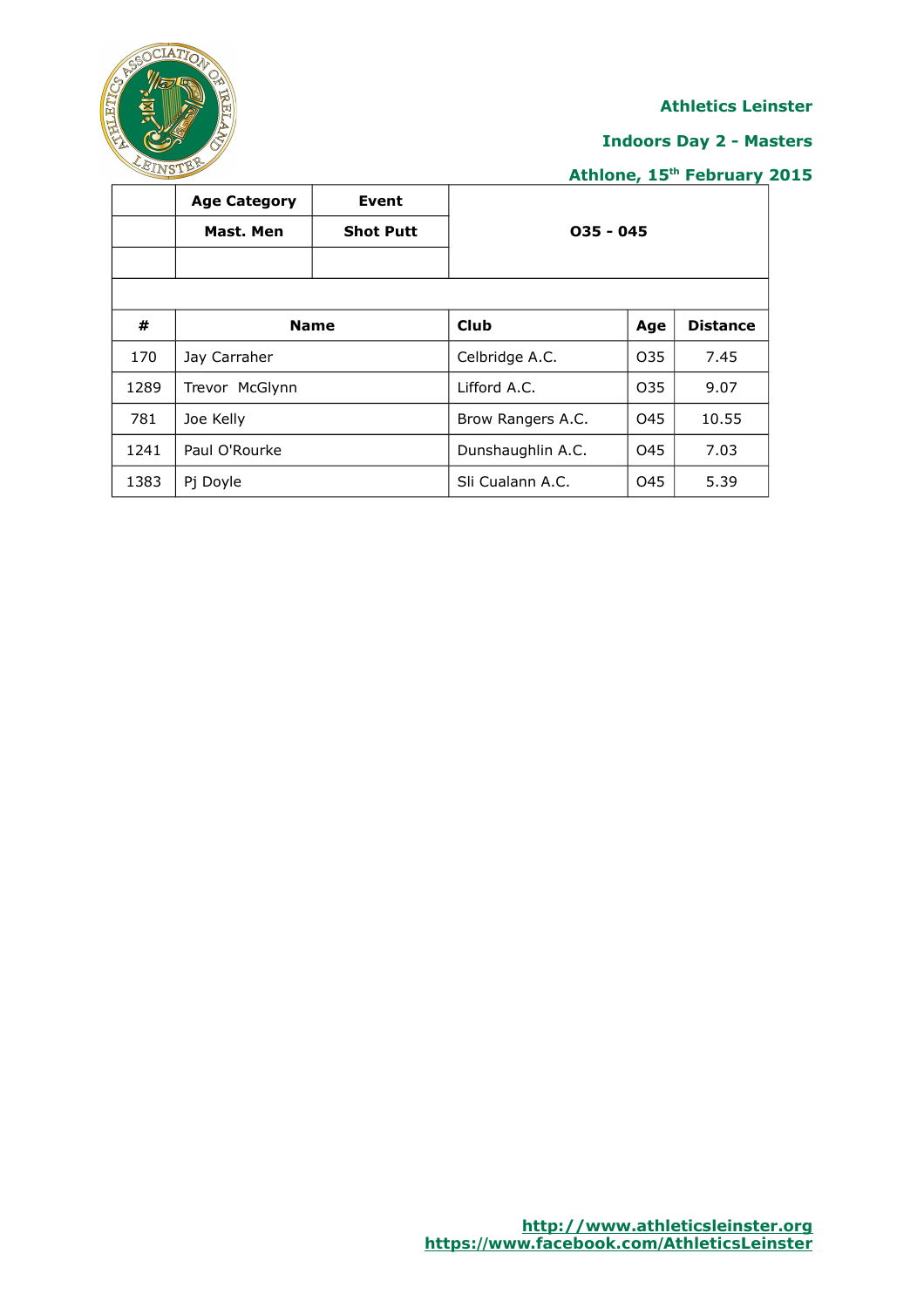**Athletics Leinster**

**Indoors Day 2 - Masters**

**Athlone, 15th February 2015**

| | Age Category | Event | O35 - O45 |
|---|---|---|---|
| | Mast. Men | Shot Putt | |

| # | Name | Club | Age | Distance |
|---|---|---|---|---|
| 170 | Jay Carraher | Celbridge A.C. | O35 | 7.45 |
| 1289 | Trevor McGlynn | Lifford A.C. | O35 | 9.07 |
| 781 | Joe Kelly | Brow Rangers A.C. | O45 | 10.55 |
| 1241 | Paul O'Rourke | Dunshaughlin A.C. | O45 | 7.03 |
| 1383 | Pj Doyle | Sli Cualann A.C. | O45 | 5.39 |

http://www.athleticsleinster.org
https://www.facebook.com/AthleticsLeinster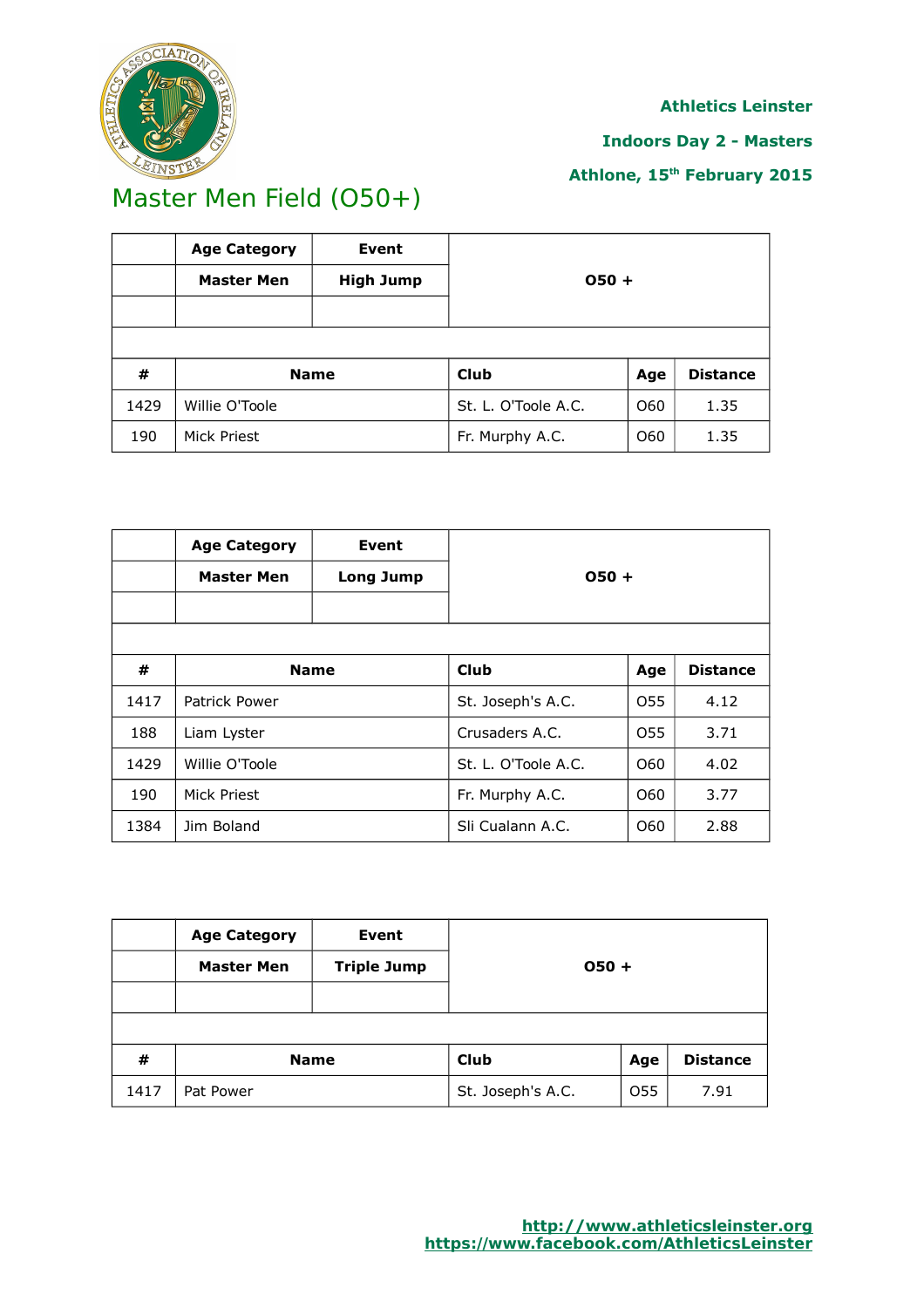Athletics Leinster

Indoors Day 2 - Masters

Athlone, 15th February 2015

# Master Men Field (O50+)

| | Age Category | Event | O50 + | | |
|---|---|---|---|---|---|
| | Master Men | High Jump | | | |
| | | | | | |
| # | Name | | Club | Age | Distance |
| 1429 | Willie O'Toole | | St. L. O'Toole A.C. | O60 | 1.35 |
| 190 | Mick Priest | | Fr. Murphy A.C. | O60 | 1.35 |

| | Age Category | Event | O50 + | | |
|---|---|---|---|---|---|
| | Master Men | Long Jump | | | |
| | | | | | |
| # | Name | | Club | Age | Distance |
| 1417 | Patrick Power | | St. Joseph's A.C. | O55 | 4.12 |
| 188 | Liam Lyster | | Crusaders A.C. | O55 | 3.71 |
| 1429 | Willie O'Toole | | St. L. O'Toole A.C. | O60 | 4.02 |
| 190 | Mick Priest | | Fr. Murphy A.C. | O60 | 3.77 |
| 1384 | Jim Boland | | Sli Cualann A.C. | O60 | 2.88 |

| | Age Category | Event | O50 + | | |
|---|---|---|---|---|---|
| | Master Men | Triple Jump | | | |
| | | | | | |
| # | Name | | Club | Age | Distance |
| 1417 | Pat Power | | St. Joseph's A.C. | O55 | 7.91 |

http://www.athleticsleinster.org
https://www.facebook.com/AthleticsLeinster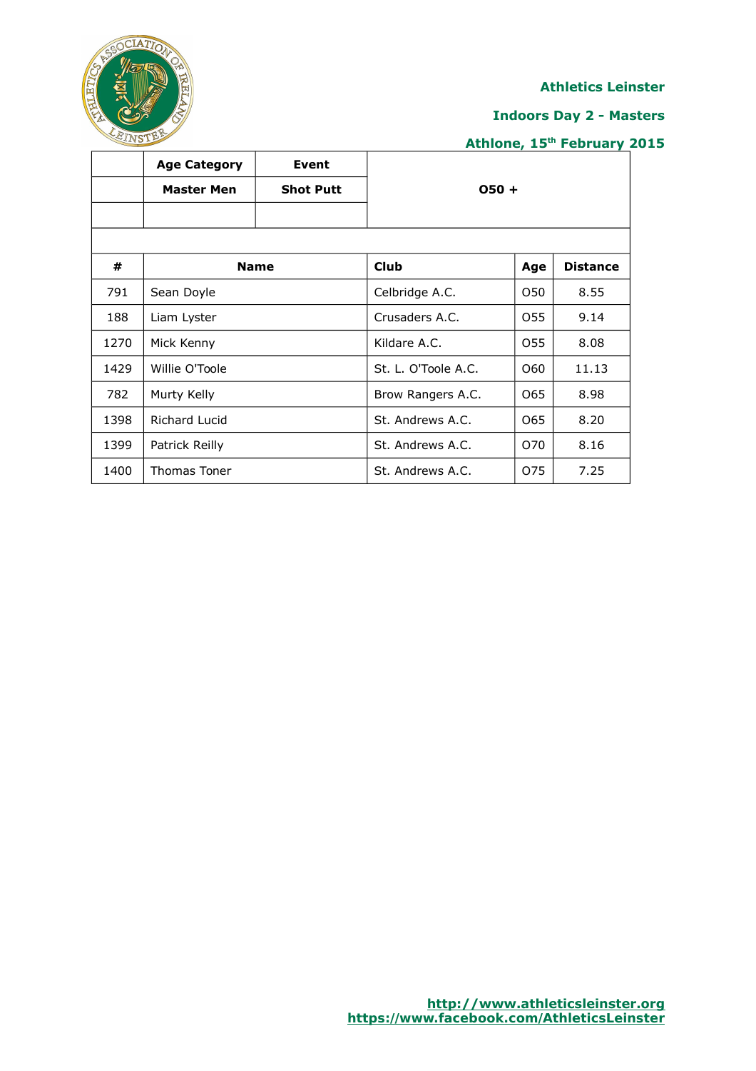**Athletics Leinster**

**Indoors Day 2 - Masters**

**Athlone, 15th February 2015**

| | Age Category | Event | |
|---|---|---|---|
| | Master Men | Shot Putt | O50 + |
| | | | |

| # | Name | Club | Age | Distance |
|---|---|---|---|---|
| 791 | Sean Doyle | Celbridge A.C. | O50 | 8.55 |
| 188 | Liam Lyster | Crusaders A.C. | O55 | 9.14 |
| 1270 | Mick Kenny | Kildare A.C. | O55 | 8.08 |
| 1429 | Willie O'Toole | St. L. O'Toole A.C. | O60 | 11.13 |
| 782 | Murty Kelly | Brow Rangers A.C. | O65 | 8.98 |
| 1398 | Richard Lucid | St. Andrews A.C. | O65 | 8.20 |
| 1399 | Patrick Reilly | St. Andrews A.C. | O70 | 8.16 |
| 1400 | Thomas Toner | St. Andrews A.C. | O75 | 7.25 |

http://www.athleticsleinster.org
https://www.facebook.com/AthleticsLeinster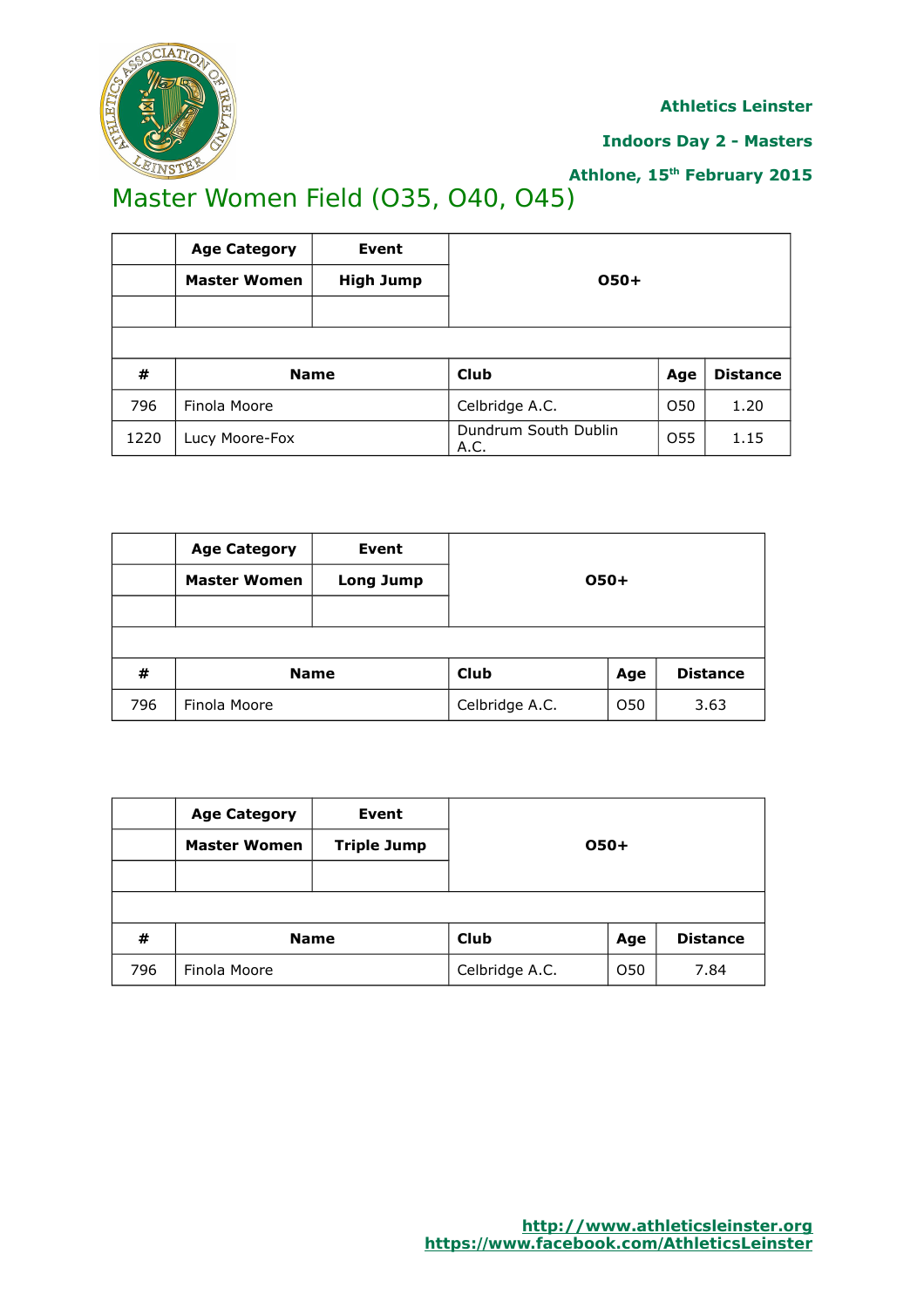**Athletics Leinster**

**Indoors Day 2 - Masters**

**Athlone, 15th February 2015**

# Master Women Field (O35, O40, O45)

| | Age Category | Event | O50+ | | |
|---|---|---|---|---|---|
| | Master Women | High Jump | | | |
| **#** | **Name** | | **Club** | **Age** | **Distance** |
| 796 | Finola Moore | | Celbridge A.C. | O50 | 1.20 |
| 1220 | Lucy Moore-Fox | | Dundrum South Dublin A.C. | O55 | 1.15 |

| | Age Category | Event | O50+ | | |
|---|---|---|---|---|---|
| | Master Women | Long Jump | | | |
| **#** | **Name** | | **Club** | **Age** | **Distance** |
| 796 | Finola Moore | | Celbridge A.C. | O50 | 3.63 |

| | Age Category | Event | O50+ | | |
|---|---|---|---|---|---|
| | Master Women | Triple Jump | | | |
| **#** | **Name** | | **Club** | **Age** | **Distance** |
| 796 | Finola Moore | | Celbridge A.C. | O50 | 7.84 |

http://www.athleticsleinster.org
https://www.facebook.com/AthleticsLeinster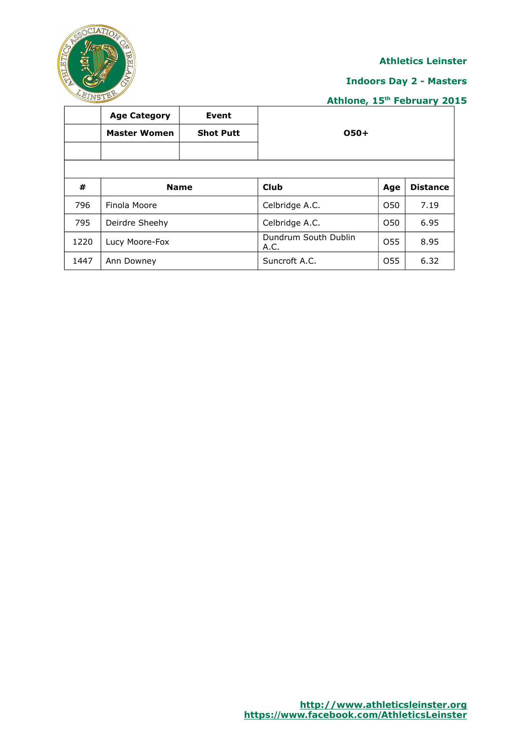**Athletics Leinster**

**Indoors Day 2 - Masters**

**Athlone, 15th February 2015**

| | Age Category | Event | O50+ |
|---|---|---|---|
| | Master Women | Shot Putt | |

| # | Name | Club | Age | Distance |
|---|---|---|---|---|
| 796 | Finola Moore | Celbridge A.C. | O50 | 7.19 |
| 795 | Deirdre Sheehy | Celbridge A.C. | O50 | 6.95 |
| 1220 | Lucy Moore-Fox | Dundrum South Dublin A.C. | O55 | 8.95 |
| 1447 | Ann Downey | Suncroft A.C. | O55 | 6.32 |

http://www.athleticsleinster.org
https://www.facebook.com/AthleticsLeinster